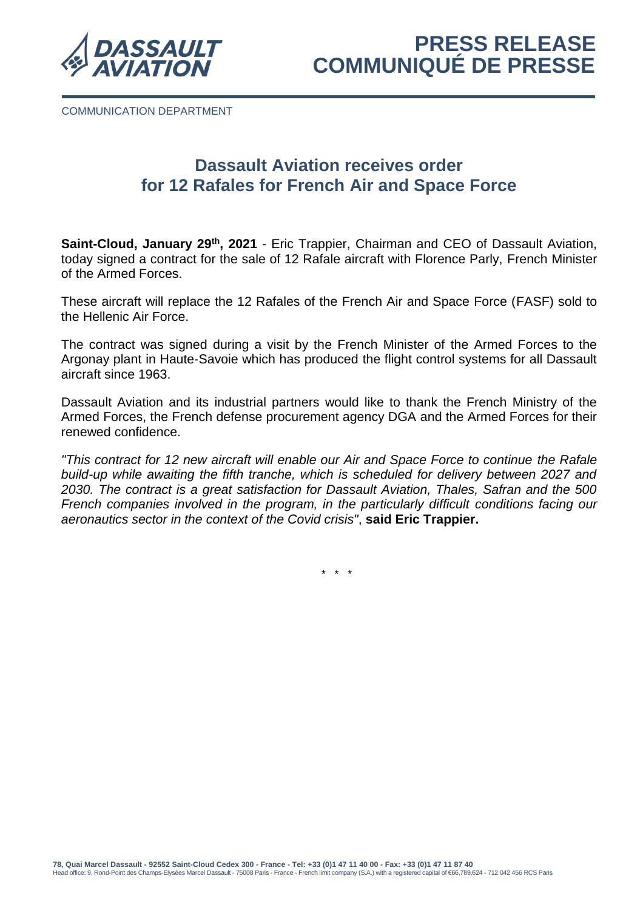# PRESS RELEASE
# COMMUNIQUÉ DE PRESSE

COMMUNICATION DEPARTMENT

## Dassault Aviation receives order for 12 Rafales for French Air and Space Force

**Saint-Cloud, January 29th, 2021** - Eric Trappier, Chairman and CEO of Dassault Aviation, today signed a contract for the sale of 12 Rafale aircraft with Florence Parly, French Minister of the Armed Forces.

These aircraft will replace the 12 Rafales of the French Air and Space Force (FASF) sold to the Hellenic Air Force.

The contract was signed during a visit by the French Minister of the Armed Forces to the Argonay plant in Haute-Savoie which has produced the flight control systems for all Dassault aircraft since 1963.

Dassault Aviation and its industrial partners would like to thank the French Ministry of the Armed Forces, the French defense procurement agency DGA and the Armed Forces for their renewed confidence.

*"This contract for 12 new aircraft will enable our Air and Space Force to continue the Rafale build-up while awaiting the fifth tranche, which is scheduled for delivery between 2027 and 2030. The contract is a great satisfaction for Dassault Aviation, Thales, Safran and the 500 French companies involved in the program, in the particularly difficult conditions facing our aeronautics sector in the context of the Covid crisis"*, **said Eric Trappier.**

\* \* \*

**78, Quai Marcel Dassault - 92552 Saint-Cloud Cedex 300 - France - Tel: +33 (0)1 47 11 40 00 - Fax: +33 (0)1 47 11 87 40**
Head office: 9, Rond-Point des Champs-Elysées Marcel Dassault - 75008 Paris - France - French limit company (S.A.) with a registered capital of €66,789,624 - 712 042 456 RCS Paris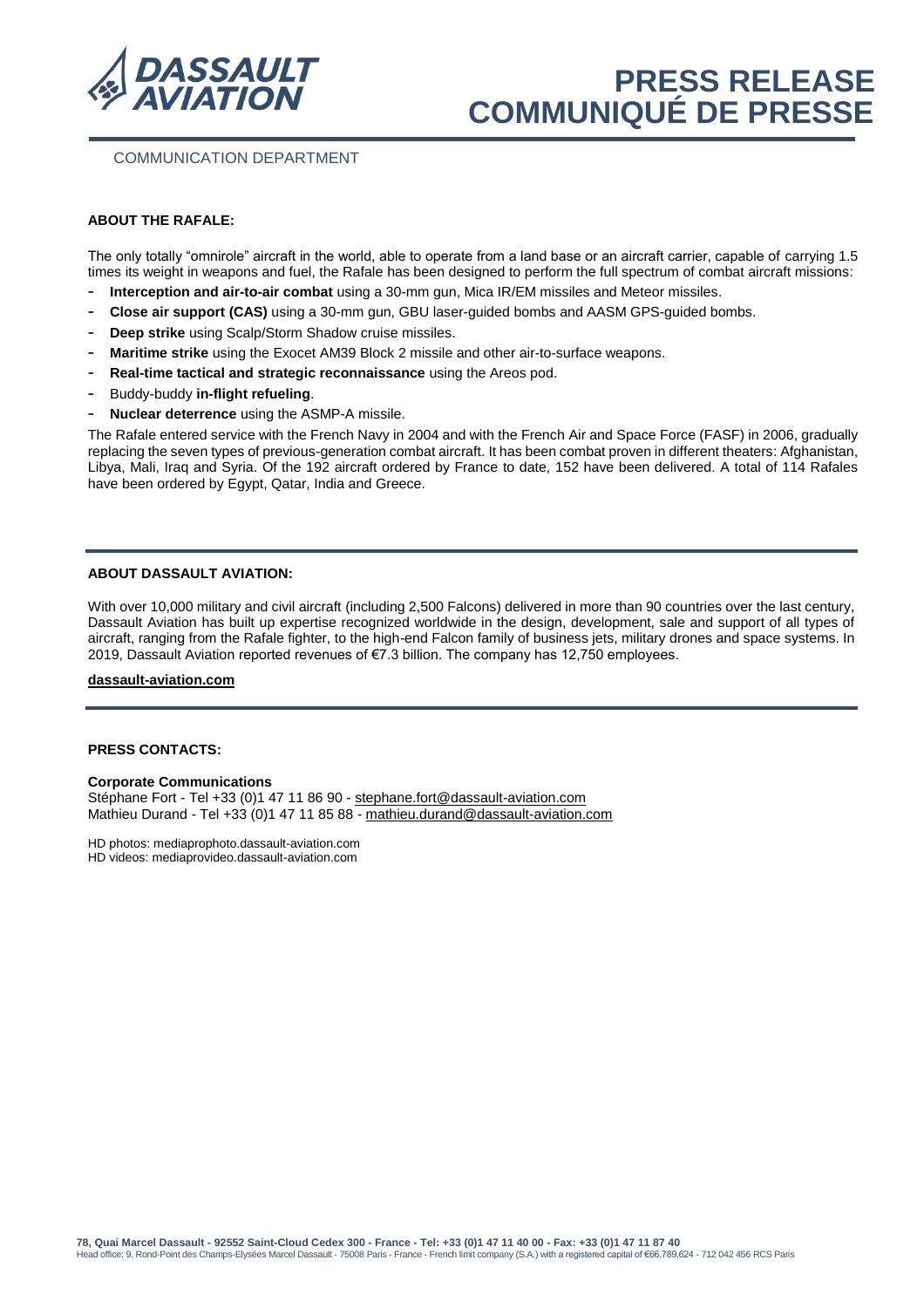COMMUNICATION DEPARTMENT

**ABOUT THE RAFALE:**

The only totally "omnirole" aircraft in the world, able to operate from a land base or an aircraft carrier, capable of carrying 1.5 times its weight in weapons and fuel, the Rafale has been designed to perform the full spectrum of combat aircraft missions:

- **Interception and air-to-air combat** using a 30-mm gun, Mica IR/EM missiles and Meteor missiles.
- **Close air support (CAS)** using a 30-mm gun, GBU laser-guided bombs and AASM GPS-guided bombs.
- **Deep strike** using Scalp/Storm Shadow cruise missiles.
- **Maritime strike** using the Exocet AM39 Block 2 missile and other air-to-surface weapons.
- **Real-time tactical and strategic reconnaissance** using the Areos pod.
- Buddy-buddy **in-flight refueling**.
- **Nuclear deterrence** using the ASMP-A missile.

The Rafale entered service with the French Navy in 2004 and with the French Air and Space Force (FASF) in 2006, gradually replacing the seven types of previous-generation combat aircraft. It has been combat proven in different theaters: Afghanistan, Libya, Mali, Iraq and Syria. Of the 192 aircraft ordered by France to date, 152 have been delivered. A total of 114 Rafales have been ordered by Egypt, Qatar, India and Greece.

**ABOUT DASSAULT AVIATION:**

With over 10,000 military and civil aircraft (including 2,500 Falcons) delivered in more than 90 countries over the last century, Dassault Aviation has built up expertise recognized worldwide in the design, development, sale and support of all types of aircraft, ranging from the Rafale fighter, to the high-end Falcon family of business jets, military drones and space systems. In 2019, Dassault Aviation reported revenues of €7.3 billion. The company has 12,750 employees.

**dassault-aviation.com**

**PRESS CONTACTS:**

**Corporate Communications**
Stéphane Fort - Tel +33 (0)1 47 11 86 90 - stephane.fort@dassault-aviation.com
Mathieu Durand - Tel +33 (0)1 47 11 85 88 - mathieu.durand@dassault-aviation.com

HD photos: mediaprophoto.dassault-aviation.com
HD videos: mediaprovideo.dassault-aviation.com

**78, Quai Marcel Dassault - 92552 Saint-Cloud Cedex 300 - France - Tel: +33 (0)1 47 11 40 00 - Fax: +33 (0)1 47 11 87 40**
Head office: 9, Rond-Point des Champs-Elysées Marcel Dassault - 75008 Paris - France - French limit company (S.A.) with a registered capital of €66,789,624 - 712 042 456 RCS Paris